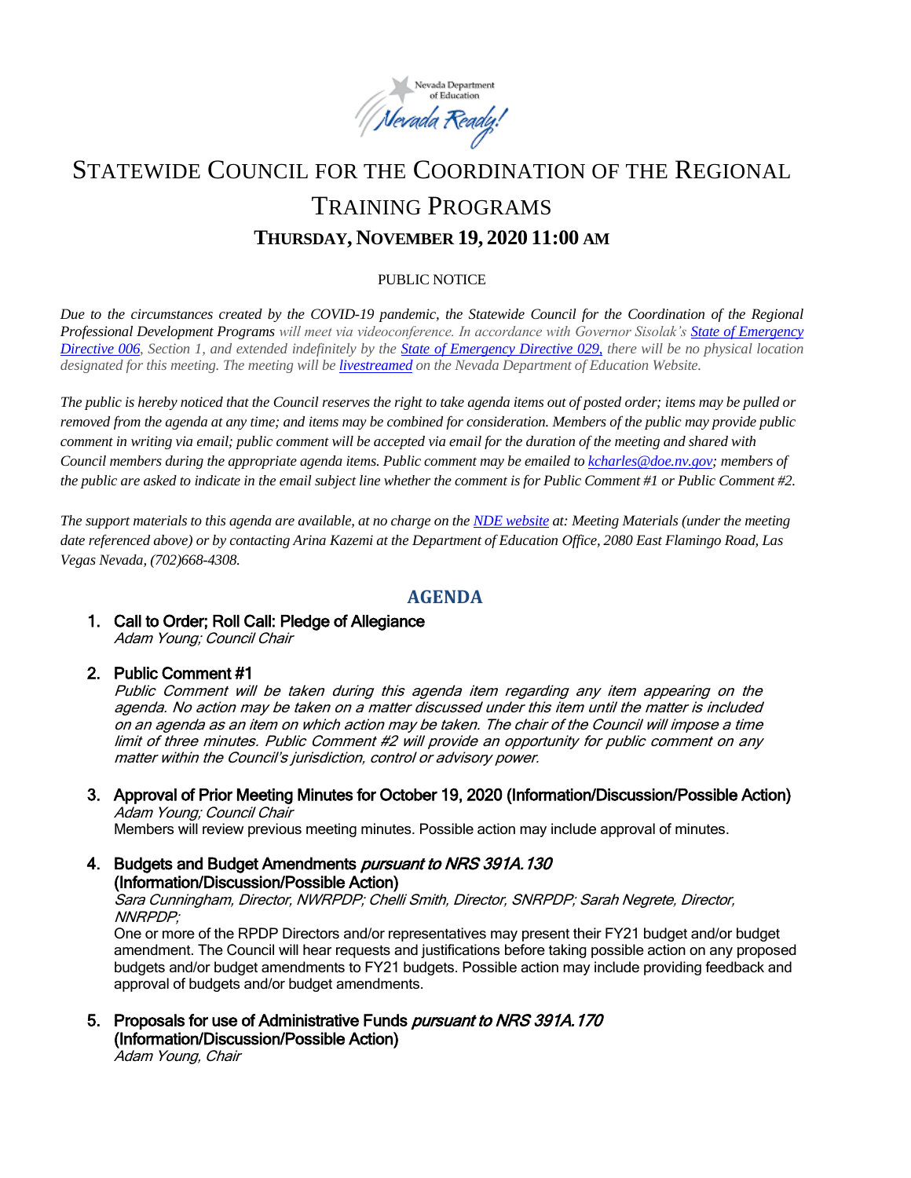# STATEWIDE COUNCIL FOR THE COORDINATION OF THE REGIONAL TRAINING PROGRAMS

## THURSDAY, NOVEMBER 19, 2020 11:00 AM

PUBLIC NOTICE

*Due to the circumstances created by the COVID-19 pandemic, the Statewide Council for the Coordination of the Regional Professional Development Programs will meet via videoconference. In accordance with Governor Sisolak's State of Emergency Directive 006, Section 1, and extended indefinitely by the State of Emergency Directive 029, there will be no physical location designated for this meeting. The meeting will be livestreamed on the Nevada Department of Education Website.*

*The public is hereby noticed that the Council reserves the right to take agenda items out of posted order; items may be pulled or removed from the agenda at any time; and items may be combined for consideration. Members of the public may provide public comment in writing via email; public comment will be accepted via email for the duration of the meeting and shared with Council members during the appropriate agenda items. Public comment may be emailed to kcharles@doe.nv.gov; members of the public are asked to indicate in the email subject line whether the comment is for Public Comment #1 or Public Comment #2.*

*The support materials to this agenda are available, at no charge on the NDE website at: Meeting Materials (under the meeting date referenced above) or by contacting Arina Kazemi at the Department of Education Office, 2080 East Flamingo Road, Las Vegas Nevada, (702)668-4308.*

## AGENDA

1. **Call to Order; Roll Call: Pledge of Allegiance**
   *Adam Young; Council Chair*

2. **Public Comment #1**
   *Public Comment will be taken during this agenda item regarding any item appearing on the agenda. No action may be taken on a matter discussed under this item until the matter is included on an agenda as an item on which action may be taken. The chair of the Council will impose a time limit of three minutes. Public Comment #2 will provide an opportunity for public comment on any matter within the Council's jurisdiction, control or advisory power.*

3. **Approval of Prior Meeting Minutes for October 19, 2020 (Information/Discussion/Possible Action)**
   *Adam Young; Council Chair*
   Members will review previous meeting minutes. Possible action may include approval of minutes.

4. **Budgets and Budget Amendments *pursuant to NRS 391A.130* (Information/Discussion/Possible Action)**
   *Sara Cunningham, Director, NWRPDP; Chelli Smith, Director, SNRPDP; Sarah Negrete, Director, NNRPDP;*
   One or more of the RPDP Directors and/or representatives may present their FY21 budget and/or budget amendment. The Council will hear requests and justifications before taking possible action on any proposed budgets and/or budget amendments to FY21 budgets. Possible action may include providing feedback and approval of budgets and/or budget amendments.

5. **Proposals for use of Administrative Funds *pursuant to NRS 391A.170* (Information/Discussion/Possible Action)**
   *Adam Young, Chair*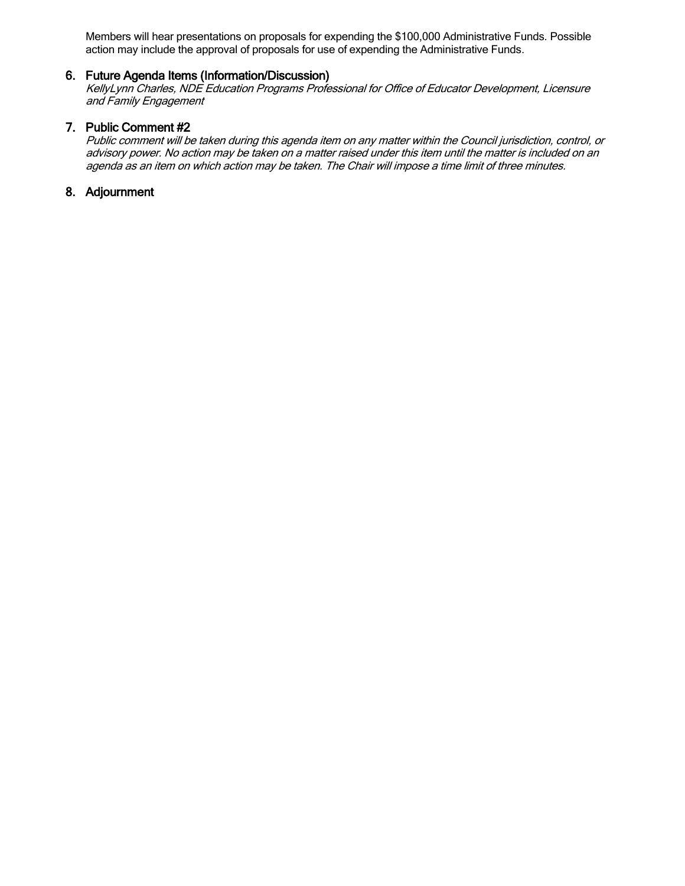Members will hear presentations on proposals for expending the $100,000 Administrative Funds. Possible action may include the approval of proposals for use of expending the Administrative Funds.

6. **Future Agenda Items (Information/Discussion)**
   *KellyLynn Charles, NDE Education Programs Professional for Office of Educator Development, Licensure and Family Engagement*

7. **Public Comment #2**
   *Public comment will be taken during this agenda item on any matter within the Council jurisdiction, control, or advisory power. No action may be taken on a matter raised under this item until the matter is included on an agenda as an item on which action may be taken. The Chair will impose a time limit of three minutes.*

8. **Adjournment**